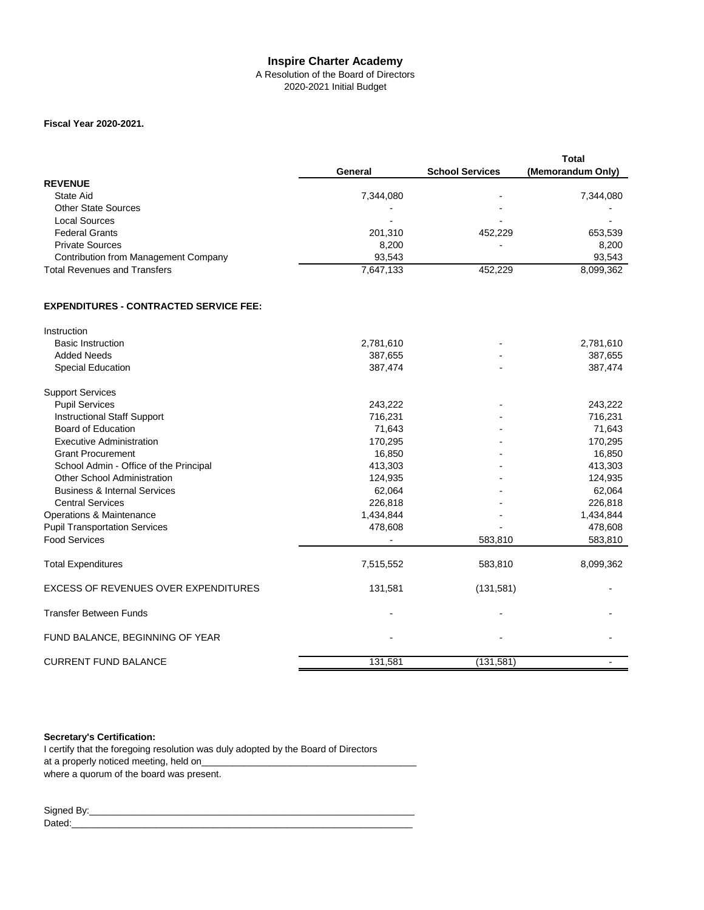# Inspire Charter Academy

A Resolution of the Board of Directors
2020-2021 Initial Budget

**Fiscal Year 2020-2021.**

| | General | School Services | Total (Memorandum Only) |
|---|---|---|---|
| **REVENUE** | | | |
| State Aid | 7,344,080 | - | 7,344,080 |
| Other State Sources | - | - | - |
| Local Sources | - | - | - |
| Federal Grants | 201,310 | 452,229 | 653,539 |
| Private Sources | 8,200 | - | 8,200 |
| Contribution from Management Company | 93,543 | | 93,543 |
| Total Revenues and Transfers | 7,647,133 | 452,229 | 8,099,362 |
| | | | |
| **EXPENDITURES - CONTRACTED SERVICE FEE:** | | | |
| Instruction | | | |
| Basic Instruction | 2,781,610 | - | 2,781,610 |
| Added Needs | 387,655 | - | 387,655 |
| Special Education | 387,474 | - | 387,474 |
| Support Services | | | |
| Pupil Services | 243,222 | - | 243,222 |
| Instructional Staff Support | 716,231 | - | 716,231 |
| Board of Education | 71,643 | - | 71,643 |
| Executive Administration | 170,295 | - | 170,295 |
| Grant Procurement | 16,850 | - | 16,850 |
| School Admin - Office of the Principal | 413,303 | - | 413,303 |
| Other School Administration | 124,935 | - | 124,935 |
| Business & Internal Services | 62,064 | - | 62,064 |
| Central Services | 226,818 | - | 226,818 |
| Operations & Maintenance | 1,434,844 | - | 1,434,844 |
| Pupil Transportation Services | 478,608 | - | 478,608 |
| Food Services | - | 583,810 | 583,810 |
| Total Expenditures | 7,515,552 | 583,810 | 8,099,362 |
| EXCESS OF REVENUES OVER EXPENDITURES | 131,581 | (131,581) | - |
| Transfer Between Funds | - | - | - |
| FUND BALANCE, BEGINNING OF YEAR | - | - | - |
| CURRENT FUND BALANCE | 131,581 | (131,581) | - |

**Secretary's Certification:**

I certify that the foregoing resolution was duly adopted by the Board of Directors at a properly noticed meeting, held on________________________________________ where a quorum of the board was present.

Signed By:_______________________________________________________________

Dated:__________________________________________________________________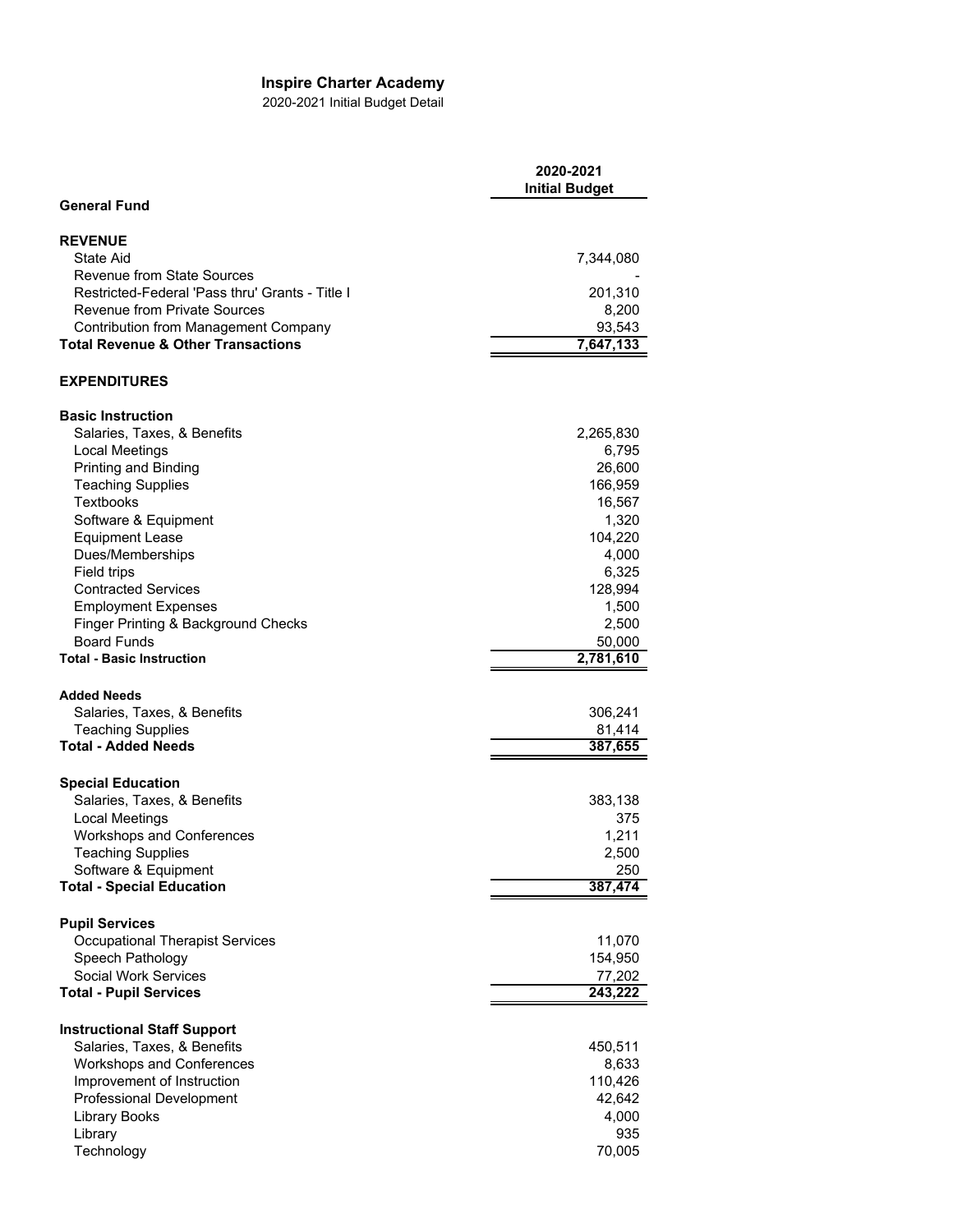# Inspire Charter Academy

2020-2021 Initial Budget Detail

| General Fund | 2020-2021 Initial Budget |
|---|---|
| **REVENUE** | |
| State Aid | 7,344,080 |
| Revenue from State Sources | - |
| Restricted-Federal 'Pass thru' Grants - Title I | 201,310 |
| Revenue from Private Sources | 8,200 |
| Contribution from Management Company | 93,543 |
| **Total Revenue & Other Transactions** | **7,647,133** |
| | |
| **EXPENDITURES** | |
| | |
| **Basic Instruction** | |
| Salaries, Taxes, & Benefits | 2,265,830 |
| Local Meetings | 6,795 |
| Printing and Binding | 26,600 |
| Teaching Supplies | 166,959 |
| Textbooks | 16,567 |
| Software & Equipment | 1,320 |
| Equipment Lease | 104,220 |
| Dues/Memberships | 4,000 |
| Field trips | 6,325 |
| Contracted Services | 128,994 |
| Employment Expenses | 1,500 |
| Finger Printing & Background Checks | 2,500 |
| Board Funds | 50,000 |
| **Total - Basic Instruction** | **2,781,610** |
| | |
| **Added Needs** | |
| Salaries, Taxes, & Benefits | 306,241 |
| Teaching Supplies | 81,414 |
| **Total - Added Needs** | **387,655** |
| | |
| **Special Education** | |
| Salaries, Taxes, & Benefits | 383,138 |
| Local Meetings | 375 |
| Workshops and Conferences | 1,211 |
| Teaching Supplies | 2,500 |
| Software & Equipment | 250 |
| **Total - Special Education** | **387,474** |
| | |
| **Pupil Services** | |
| Occupational Therapist Services | 11,070 |
| Speech Pathology | 154,950 |
| Social Work Services | 77,202 |
| **Total - Pupil Services** | **243,222** |
| | |
| **Instructional Staff Support** | |
| Salaries, Taxes, & Benefits | 450,511 |
| Workshops and Conferences | 8,633 |
| Improvement of Instruction | 110,426 |
| Professional Development | 42,642 |
| Library Books | 4,000 |
| Library | 935 |
| Technology | 70,005 |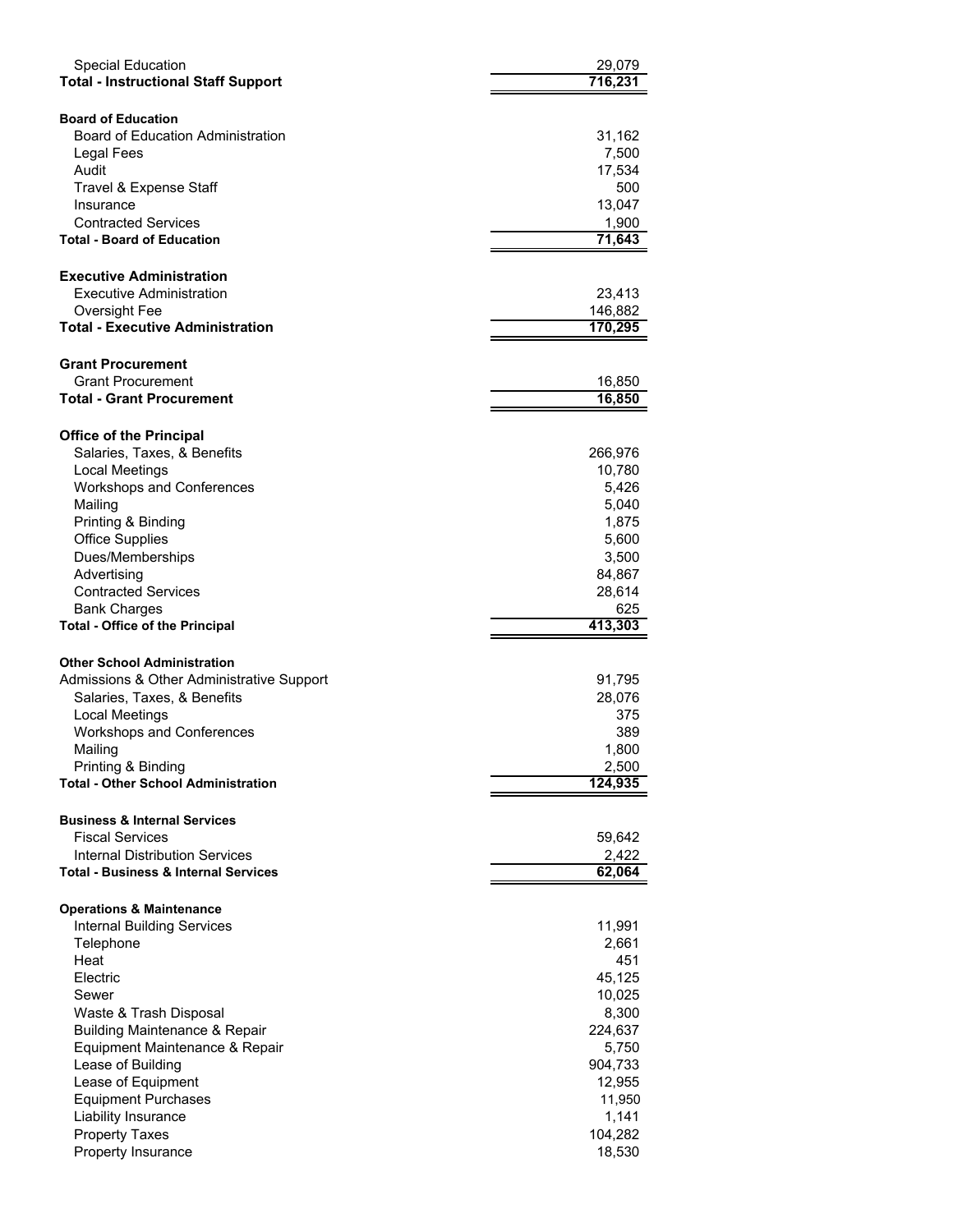| | |
|---|---|
| Special Education | 29,079 |
| **Total - Instructional Staff Support** | **716,231** |
| | |
| **Board of Education** | |
| Board of Education Administration | 31,162 |
| Legal Fees | 7,500 |
| Audit | 17,534 |
| Travel & Expense Staff | 500 |
| Insurance | 13,047 |
| Contracted Services | 1,900 |
| **Total - Board of Education** | **71,643** |
| | |
| **Executive Administration** | |
| Executive Administration | 23,413 |
| Oversight Fee | 146,882 |
| **Total - Executive Administration** | **170,295** |
| | |
| **Grant Procurement** | |
| Grant Procurement | 16,850 |
| **Total - Grant Procurement** | **16,850** |
| | |
| **Office of the Principal** | |
| Salaries, Taxes, & Benefits | 266,976 |
| Local Meetings | 10,780 |
| Workshops and Conferences | 5,426 |
| Mailing | 5,040 |
| Printing & Binding | 1,875 |
| Office Supplies | 5,600 |
| Dues/Memberships | 3,500 |
| Advertising | 84,867 |
| Contracted Services | 28,614 |
| Bank Charges | 625 |
| **Total - Office of the Principal** | **413,303** |
| | |
| **Other School Administration** | |
| Admissions & Other Administrative Support | 91,795 |
| Salaries, Taxes, & Benefits | 28,076 |
| Local Meetings | 375 |
| Workshops and Conferences | 389 |
| Mailing | 1,800 |
| Printing & Binding | 2,500 |
| **Total - Other School Administration** | **124,935** |
| | |
| **Business & Internal Services** | |
| Fiscal Services | 59,642 |
| Internal Distribution Services | 2,422 |
| **Total - Business & Internal Services** | **62,064** |
| | |
| **Operations & Maintenance** | |
| Internal Building Services | 11,991 |
| Telephone | 2,661 |
| Heat | 451 |
| Electric | 45,125 |
| Sewer | 10,025 |
| Waste & Trash Disposal | 8,300 |
| Building Maintenance & Repair | 224,637 |
| Equipment Maintenance & Repair | 5,750 |
| Lease of Building | 904,733 |
| Lease of Equipment | 12,955 |
| Equipment Purchases | 11,950 |
| Liability Insurance | 1,141 |
| Property Taxes | 104,282 |
| Property Insurance | 18,530 |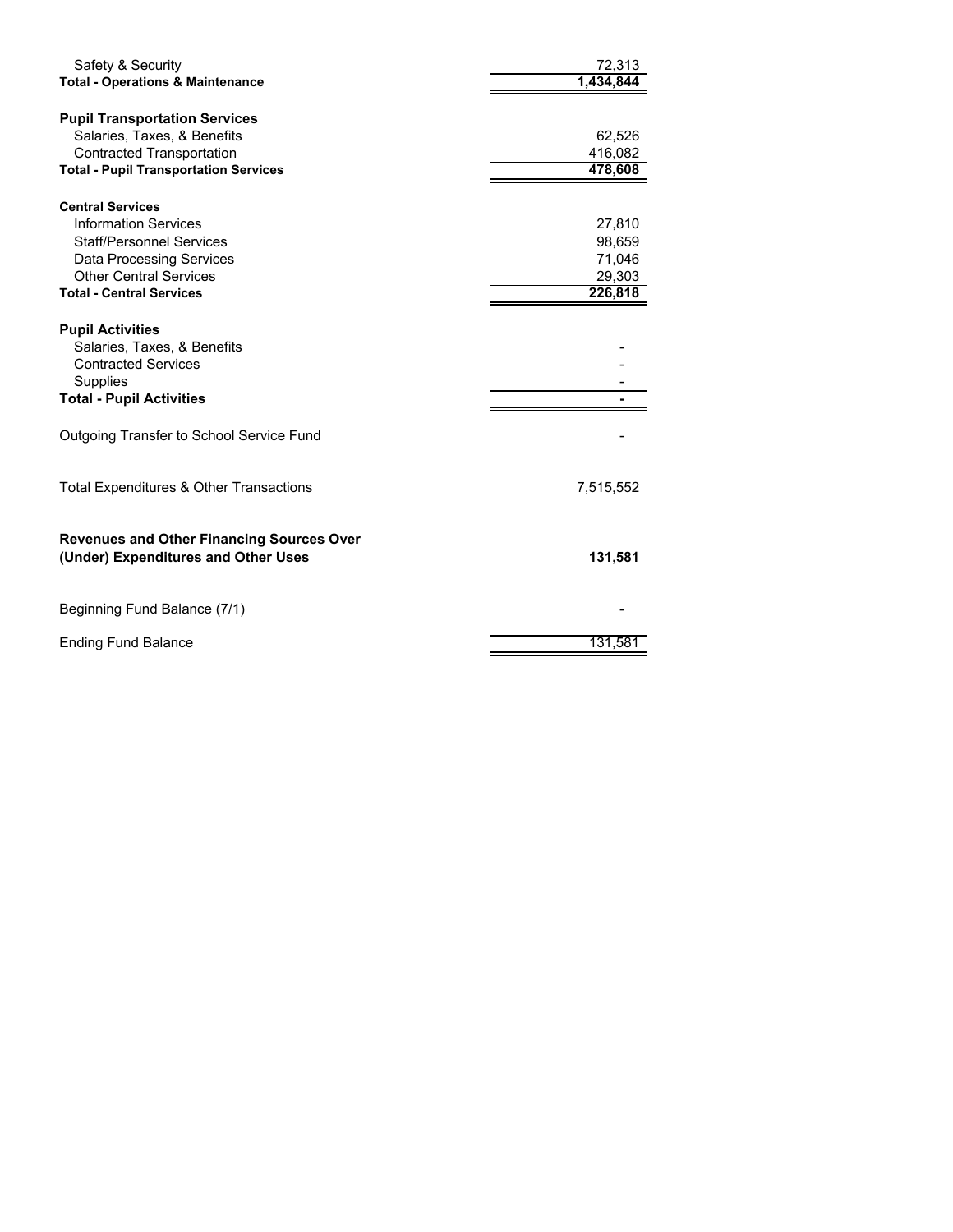| | |
|---|---|
| Safety & Security | 72,313 |
| **Total - Operations & Maintenance** | **1,434,844** |
| | |
| **Pupil Transportation Services** | |
| Salaries, Taxes, & Benefits | 62,526 |
| Contracted Transportation | 416,082 |
| **Total - Pupil Transportation Services** | **478,608** |
| | |
| **Central Services** | |
| Information Services | 27,810 |
| Staff/Personnel Services | 98,659 |
| Data Processing Services | 71,046 |
| Other Central Services | 29,303 |
| **Total - Central Services** | **226,818** |
| | |
| **Pupil Activities** | |
| Salaries, Taxes, & Benefits | - |
| Contracted Services | - |
| Supplies | - |
| **Total - Pupil Activities** | **-** |
| | |
| Outgoing Transfer to School Service Fund | - |
| | |
| Total Expenditures & Other Transactions | 7,515,552 |
| | |
| **Revenues and Other Financing Sources Over (Under) Expenditures and Other Uses** | **131,581** |
| | |
| Beginning Fund Balance (7/1) | - |
| | |
| Ending Fund Balance | 131,581 |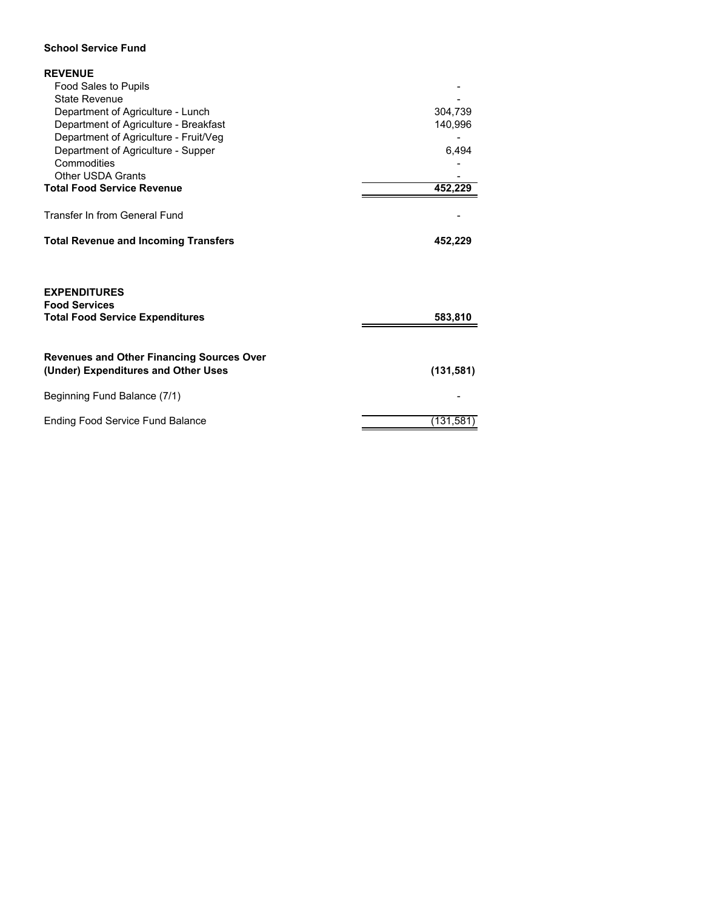**School Service Fund**

| | |
|---|---|
| **REVENUE** | |
| Food Sales to Pupils | - |
| State Revenue | - |
| Department of Agriculture - Lunch | 304,739 |
| Department of Agriculture - Breakfast | 140,996 |
| Department of Agriculture - Fruit/Veg | - |
| Department of Agriculture - Supper | 6,494 |
| Commodities | - |
| Other USDA Grants | - |
| **Total Food Service Revenue** | **452,229** |
| Transfer In from General Fund | - |
| **Total Revenue and Incoming Transfers** | **452,229** |
| **EXPENDITURES** | |
| **Food Services** | |
| **Total Food Service Expenditures** | **583,810** |
| **Revenues and Other Financing Sources Over (Under) Expenditures and Other Uses** | **(131,581)** |
| Beginning Fund Balance (7/1) | - |
| Ending Food Service Fund Balance | (131,581) |